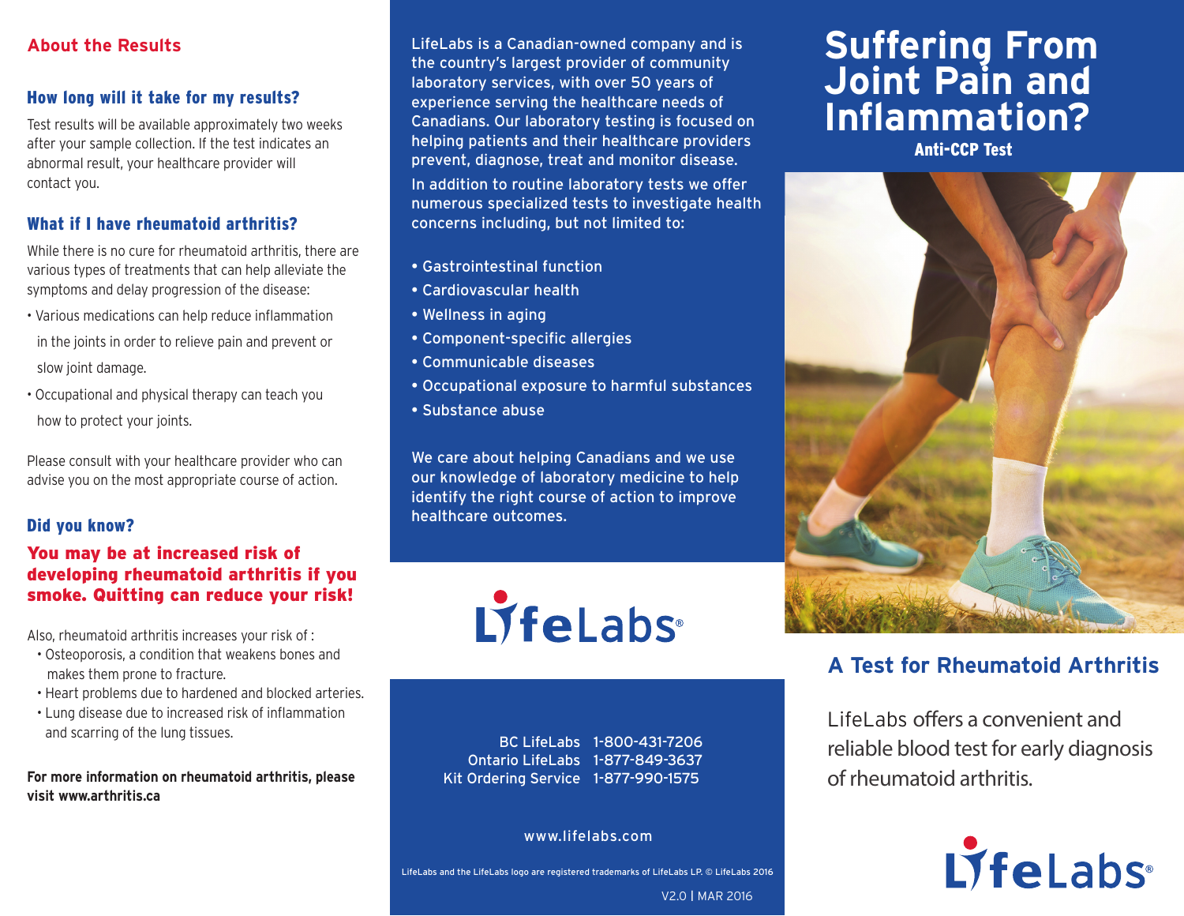## About the Results

### How long will it take for my results?

Test results will be available approximately two weeks after your sample collection. If the test indicates an abnormal result, your healthcare provider will contact you.

### What if I have rheumatoid arthritis?

While there is no cure for rheumatoid arthritis, there are various types of treatments that can help alleviate the symptoms and delay progression of the disease:

- Various medications can help reduce inflammation in the joints in order to relieve pain and prevent or slow joint damage.
- Occupational and physical therapy can teach you how to protect your joints.

Please consult with your healthcare provider who can advise you on the most appropriate course of action.

### Did you know?

**You may be at increased risk of developing rheumatoid arthritis if you smoke. Quitting can reduce your risk!**

Also, rheumatoid arthritis increases your risk of :

- Osteoporosis, a condition that weakens bones and makes them prone to fracture.
- Heart problems due to hardened and blocked arteries.
- Lung disease due to increased risk of inflammation and scarring of the lung tissues.

**For more information on rheumatoid arthritis, please visit www.arthritis.ca**

LifeLabs is a Canadian-owned company and is the country's largest provider of community laboratory services, with over 50 years of experience serving the healthcare needs of Canadians. Our laboratory testing is focused on helping patients and their healthcare providers prevent, diagnose, treat and monitor disease.

In addition to routine laboratory tests we offer numerous specialized tests to investigate health concerns including, but not limited to:

- Gastrointestinal function
- Cardiovascular health
- Wellness in aging
- Component-specific allergies
- Communicable diseases
- Occupational exposure to harmful substances
- Substance abuse

We care about helping Canadians and we use our knowledge of laboratory medicine to help identify the right course of action to improve healthcare outcomes.

LifeLabs®

| | |
|---|---|
| BC LifeLabs | 1-800-431-7206 |
| Ontario LifeLabs | 1-877-849-3637 |
| Kit Ordering Service | 1-877-990-1575 |

www.lifelabs.com

LifeLabs and the LifeLabs logo are registered trademarks of LifeLabs LP. © LifeLabs 2016

V2.0 | MAR 2016

# Suffering From Joint Pain and Inflammation?

**Anti-CCP Test**

## A Test for Rheumatoid Arthritis

LifeLabs offers a convenient and reliable blood test for early diagnosis of rheumatoid arthritis.

LifeLabs®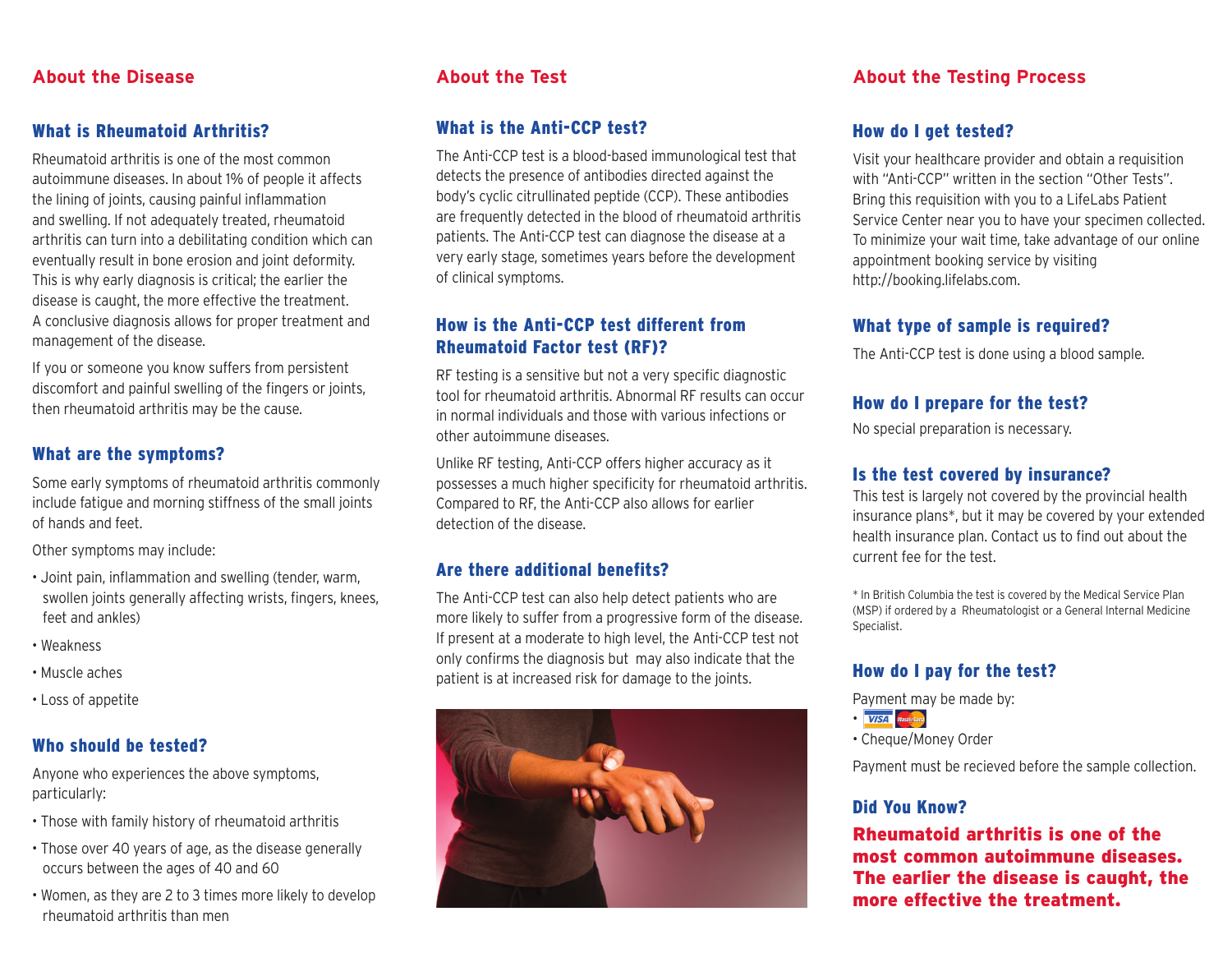## About the Disease

### What is Rheumatoid Arthritis?

Rheumatoid arthritis is one of the most common autoimmune diseases. In about 1% of people it affects the lining of joints, causing painful inflammation and swelling. If not adequately treated, rheumatoid arthritis can turn into a debilitating condition which can eventually result in bone erosion and joint deformity. This is why early diagnosis is critical; the earlier the disease is caught, the more effective the treatment. A conclusive diagnosis allows for proper treatment and management of the disease.

If you or someone you know suffers from persistent discomfort and painful swelling of the fingers or joints, then rheumatoid arthritis may be the cause.

### What are the symptoms?

Some early symptoms of rheumatoid arthritis commonly include fatigue and morning stiffness of the small joints of hands and feet.

Other symptoms may include:

- Joint pain, inflammation and swelling (tender, warm, swollen joints generally affecting wrists, fingers, knees, feet and ankles)
- Weakness
- Muscle aches
- Loss of appetite

### Who should be tested?

Anyone who experiences the above symptoms, particularly:

- Those with family history of rheumatoid arthritis
- Those over 40 years of age, as the disease generally occurs between the ages of 40 and 60
- Women, as they are 2 to 3 times more likely to develop rheumatoid arthritis than men

## About the Test

### What is the Anti-CCP test?

The Anti-CCP test is a blood-based immunological test that detects the presence of antibodies directed against the body's cyclic citrullinated peptide (CCP). These antibodies are frequently detected in the blood of rheumatoid arthritis patients. The Anti-CCP test can diagnose the disease at a very early stage, sometimes years before the development of clinical symptoms.

### How is the Anti-CCP test different from Rheumatoid Factor test (RF)?

RF testing is a sensitive but not a very specific diagnostic tool for rheumatoid arthritis. Abnormal RF results can occur in normal individuals and those with various infections or other autoimmune diseases.

Unlike RF testing, Anti-CCP offers higher accuracy as it possesses a much higher specificity for rheumatoid arthritis. Compared to RF, the Anti-CCP also allows for earlier detection of the disease.

### Are there additional benefits?

The Anti-CCP test can also help detect patients who are more likely to suffer from a progressive form of the disease. If present at a moderate to high level, the Anti-CCP test not only confirms the diagnosis but may also indicate that the patient is at increased risk for damage to the joints.

## About the Testing Process

### How do I get tested?

Visit your healthcare provider and obtain a requisition with "Anti-CCP" written in the section "Other Tests". Bring this requisition with you to a LifeLabs Patient Service Center near you to have your specimen collected. To minimize your wait time, take advantage of our online appointment booking service by visiting http://booking.lifelabs.com.

### What type of sample is required?

The Anti-CCP test is done using a blood sample.

### How do I prepare for the test?

No special preparation is necessary.

### Is the test covered by insurance?

This test is largely not covered by the provincial health insurance plans*, but it may be covered by your extended health insurance plan. Contact us to find out about the current fee for the test.

* In British Columbia the test is covered by the Medical Service Plan (MSP) if ordered by a Rheumatologist or a General Internal Medicine Specialist.

### How do I pay for the test?

Payment may be made by:

- VISA MasterCard
- Cheque/Money Order

Payment must be recieved before the sample collection.

### Did You Know?

**Rheumatoid arthritis is one of the most common autoimmune diseases. The earlier the disease is caught, the more effective the treatment.**